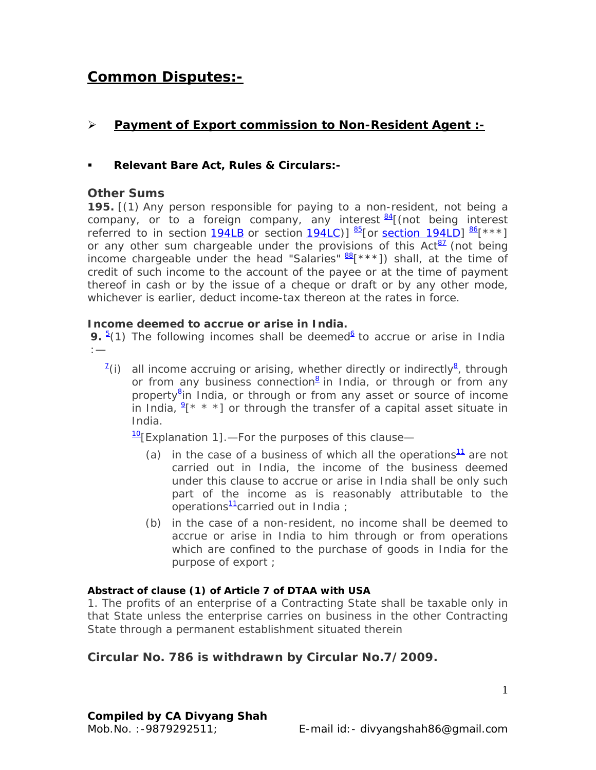# Common Disputes:-

## ➢ Payment of Export commission to Non-Resident Agent :-

- **Relevant Bare Act, Rules & Circulars:-**

### Other Sums

**195.** [(1) Any person responsible for paying to a non-resident, not being a company, or to a foreign company, any interest [84][(not being interest referred to in section 194LB or section 194LC)] [85][or section 194LD] [86][***] or any other sum chargeable under the provisions of this Act[87] (not being income chargeable under the head "Salaries" [88][***]) shall, at the time of credit of such income to the account of the payee or at the time of payment thereof in cash or by the issue of a cheque or draft or by any other mode, whichever is earlier, deduct income-tax thereon at the rates in force.

**Income deemed to accrue or arise in India.**

**9.** [5](1) The following incomes shall be deemed[6] to accrue or arise in India :—

[7](i) all income accruing or arising, whether directly or indirectly[8], through or from any business connection[8] in India, or through or from any property[8] in India, or through or from any asset or source of income in India, [9][* * *] or through the transfer of a capital asset situate in India.

[10][Explanation 1].—For the purposes of this clause—

(a) in the case of a business of which all the operations[11] are not carried out in India, the income of the business deemed under this clause to accrue or arise in India shall be only such part of the income as is reasonably attributable to the operations[11] carried out in India ;

(b) in the case of a non-resident, no income shall be deemed to accrue or arise in India to him through or from operations which are confined to the purchase of goods in India for the purpose of export ;

**Abstract of clause (1) of Article 7 of DTAA with USA**

1. The profits of an enterprise of a Contracting State shall be taxable only in that State unless the enterprise carries on business in the other Contracting State through a permanent establishment situated therein

**Circular No. 786 is withdrawn by Circular No.7/2009.**

**Compiled by CA Divyang Shah**
Mob.No. :-9879292511; E-mail id:- divyangshah86@gmail.com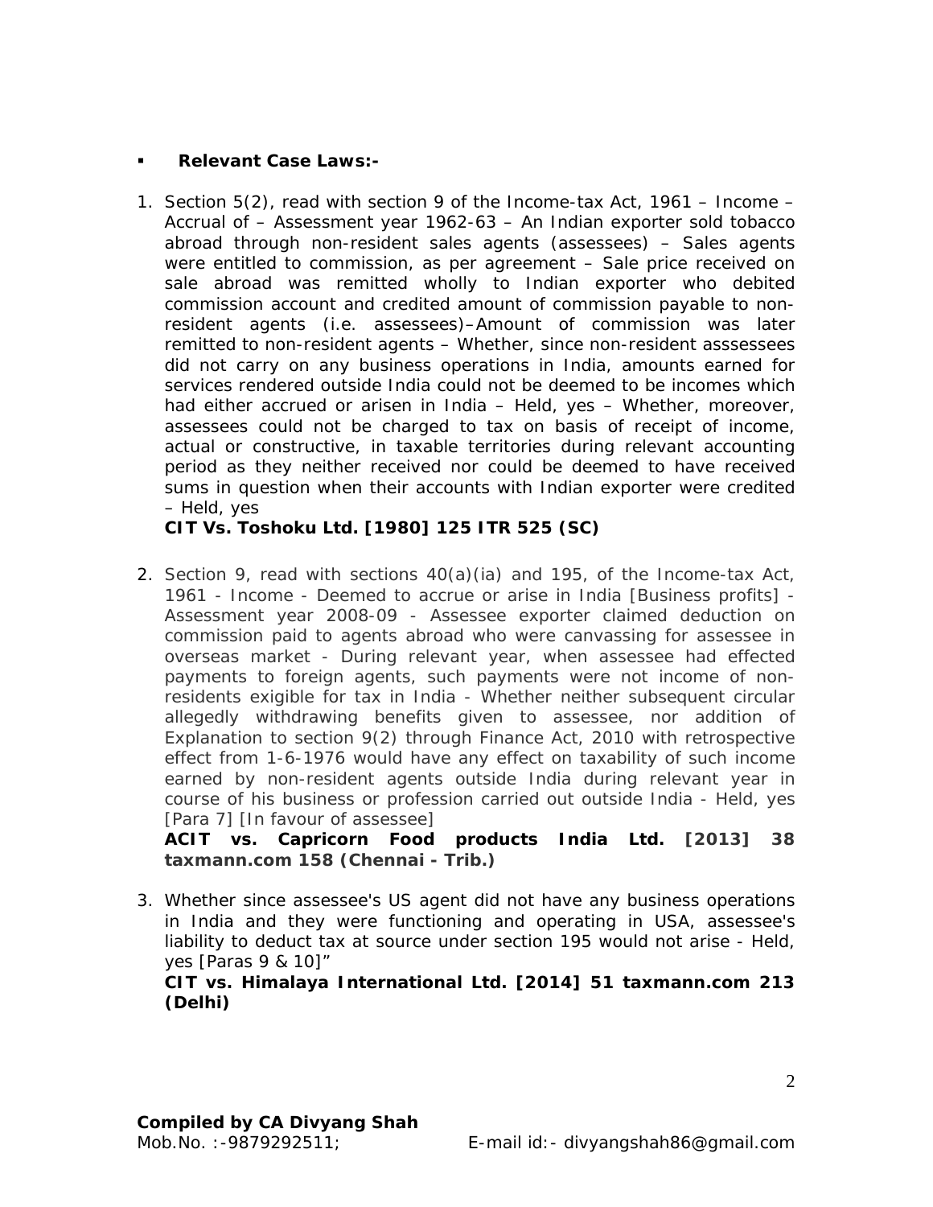- **Relevant Case Laws:-**

1. Section 5(2), read with section 9 of the Income-tax Act, 1961 – Income – Accrual of – Assessment year 1962-63 – An Indian exporter sold tobacco abroad through non-resident sales agents (assessees) – Sales agents were entitled to commission, as per agreement – Sale price received on sale abroad was remitted wholly to Indian exporter who debited commission account and credited amount of commission payable to non-resident agents (i.e. assessees)–Amount of commission was later remitted to non-resident agents – Whether, since non-resident asssessees did not carry on any business operations in India, amounts earned for services rendered outside India could not be deemed to be incomes which had either accrued or arisen in India – Held, yes – Whether, moreover, assessees could not be charged to tax on basis of receipt of income, actual or constructive, in taxable territories during relevant accounting period as they neither received nor could be deemed to have received sums in question when their accounts with Indian exporter were credited – Held, yes
   **CIT Vs. Toshoku Ltd. [1980] 125 ITR 525 (SC)**

2. Section 9, read with sections 40(a)(ia) and 195, of the Income-tax Act, 1961 - Income - Deemed to accrue or arise in India [Business profits] - Assessment year 2008-09 - Assessee exporter claimed deduction on commission paid to agents abroad who were canvassing for assessee in overseas market - During relevant year, when assessee had effected payments to foreign agents, such payments were not income of non-residents exigible for tax in India - Whether neither subsequent circular allegedly withdrawing benefits given to assessee, nor addition of Explanation to section 9(2) through Finance Act, 2010 with retrospective effect from 1-6-1976 would have any effect on taxability of such income earned by non-resident agents outside India during relevant year in course of his business or profession carried out outside India - Held, yes [Para 7] [In favour of assessee]
   **ACIT vs. Capricorn Food products India Ltd. [2013] 38 taxmann.com 158 (Chennai - Trib.)**

3. Whether since assessee's US agent did not have any business operations in India and they were functioning and operating in USA, assessee's liability to deduct tax at source under section 195 would not arise - Held, yes [Paras 9 & 10]"
   **CIT vs. Himalaya International Ltd. [2014] 51 taxmann.com 213 (Delhi)**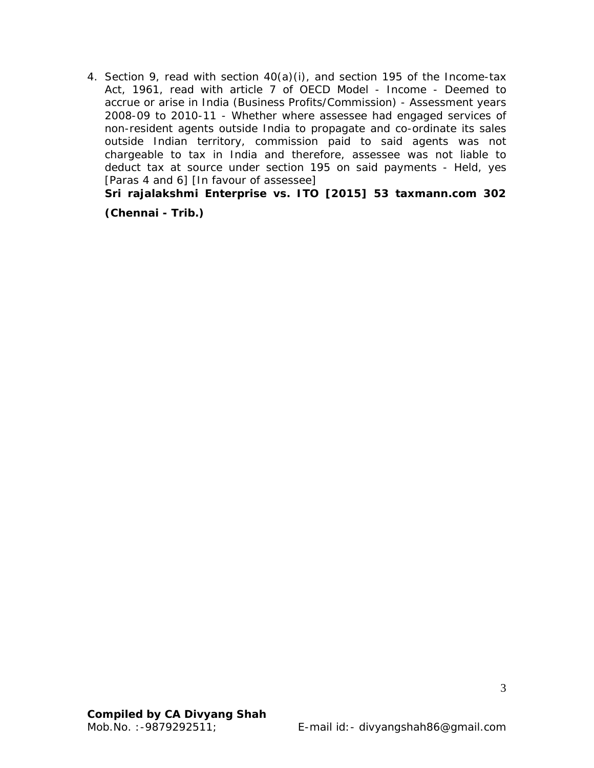4. Section 9, read with section 40(a)(i), and section 195 of the Income-tax Act, 1961, read with article 7 of OECD Model - Income - Deemed to accrue or arise in India (Business Profits/Commission) - Assessment years 2008-09 to 2010-11 - Whether where assessee had engaged services of non-resident agents outside India to propagate and co-ordinate its sales outside Indian territory, commission paid to said agents was not chargeable to tax in India and therefore, assessee was not liable to deduct tax at source under section 195 on said payments - Held, yes [Paras 4 and 6] [In favour of assessee]

   **Sri rajalakshmi Enterprise vs. ITO [2015] 53 taxmann.com 302 (Chennai - Trib.)**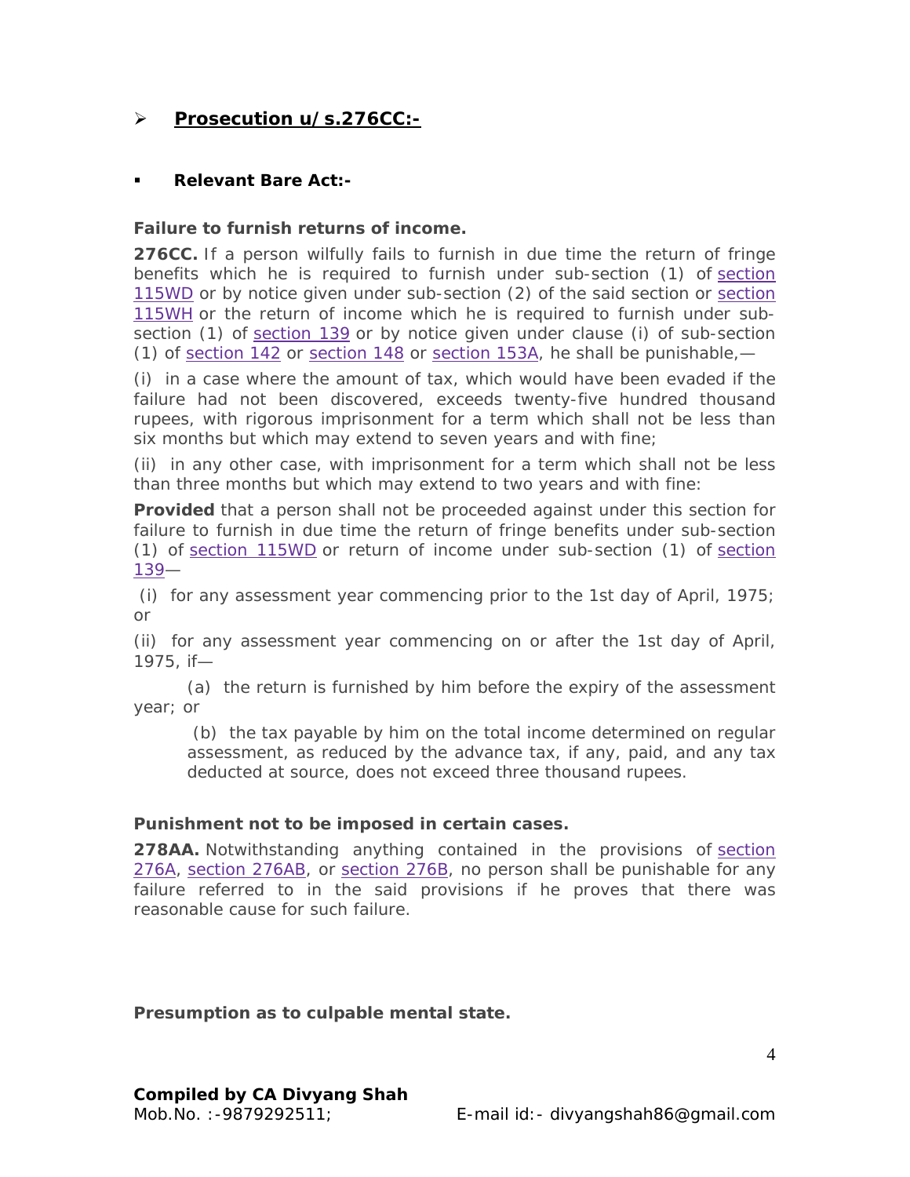## ➢ **Prosecution u/s.276CC:-**

- **Relevant Bare Act:-**

**Failure to furnish returns of income.**

**276CC.** If a person wilfully fails to furnish in due time the return of fringe benefits which he is required to furnish under sub-section (1) of section 115WD or by notice given under sub-section (2) of the said section or section 115WH or the return of income which he is required to furnish under sub-section (1) of section 139 or by notice given under clause (i) of sub-section (1) of section 142 or section 148 or section 153A, he shall be punishable,—

(i) in a case where the amount of tax, which would have been evaded if the failure had not been discovered, exceeds twenty-five hundred thousand rupees, with rigorous imprisonment for a term which shall not be less than six months but which may extend to seven years and with fine;

(ii) in any other case, with imprisonment for a term which shall not be less than three months but which may extend to two years and with fine:

**Provided** that a person shall not be proceeded against under this section for failure to furnish in due time the return of fringe benefits under sub-section (1) of section 115WD or return of income under sub-section (1) of section 139—

(i) for any assessment year commencing prior to the 1st day of April, 1975; or

(ii) for any assessment year commencing on or after the 1st day of April, 1975, if—

(a) the return is furnished by him before the expiry of the assessment year; or

(b) the tax payable by him on the total income determined on regular assessment, as reduced by the advance tax, if any, paid, and any tax deducted at source, does not exceed three thousand rupees.

**Punishment not to be imposed in certain cases.**

**278AA.** Notwithstanding anything contained in the provisions of section 276A, section 276AB, or section 276B, no person shall be punishable for any failure referred to in the said provisions if he proves that there was reasonable cause for such failure.

**Presumption as to culpable mental state.**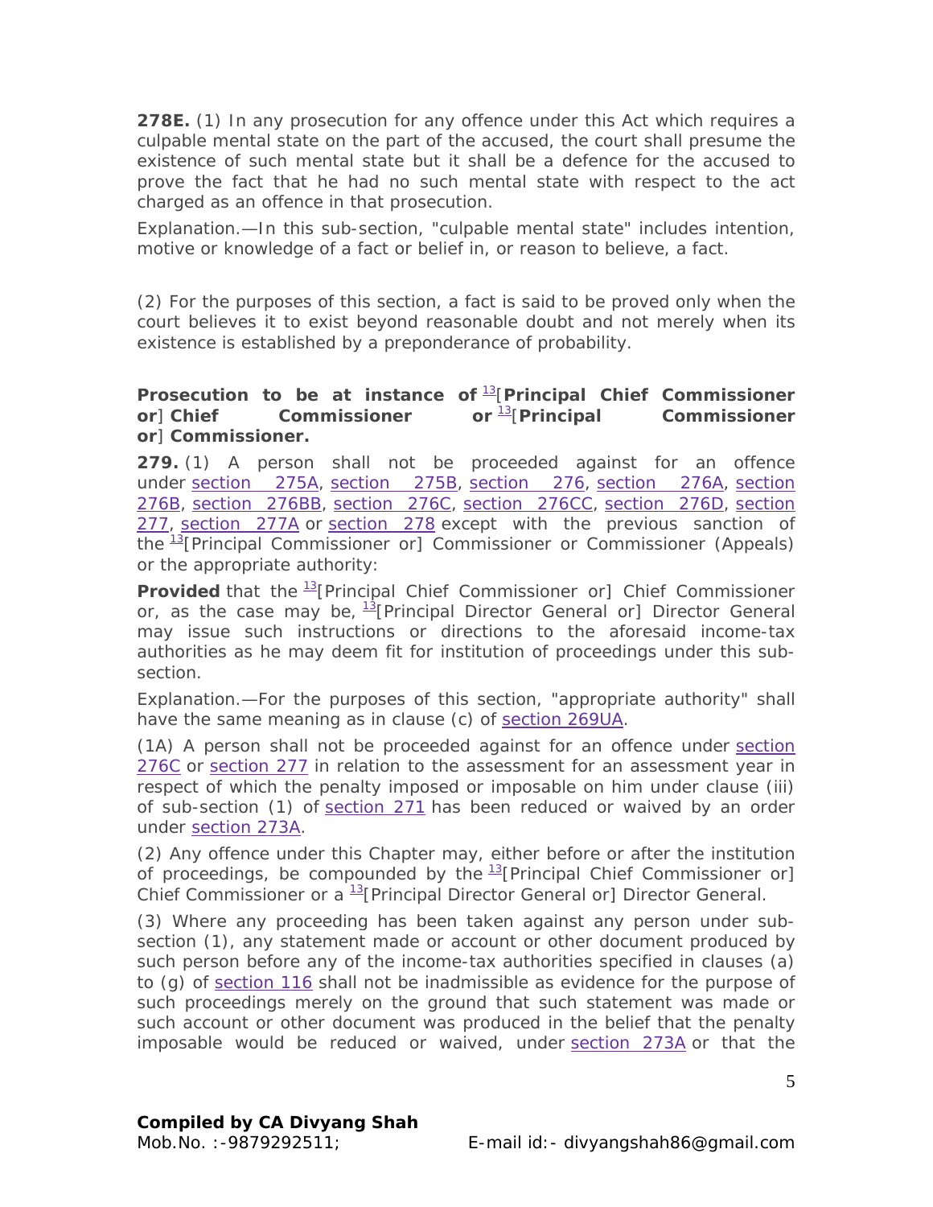**278E.** (1) In any prosecution for any offence under this Act which requires a culpable mental state on the part of the accused, the court shall presume the existence of such mental state but it shall be a defence for the accused to prove the fact that he had no such mental state with respect to the act charged as an offence in that prosecution.

Explanation.—In this sub-section, "culpable mental state" includes intention, motive or knowledge of a fact or belief in, or reason to believe, a fact.

(2) For the purposes of this section, a fact is said to be proved only when the court believes it to exist beyond reasonable doubt and not merely when its existence is established by a preponderance of probability.

**Prosecution to be at instance of [13][Principal Chief Commissioner or] Chief Commissioner or [13][Principal Commissioner or] Commissioner.**

**279.** (1) A person shall not be proceeded against for an offence under section 275A, section 275B, section 276, section 276A, section 276B, section 276BB, section 276C, section 276CC, section 276D, section 277, section 277A or section 278 except with the previous sanction of the [13][Principal Commissioner or] Commissioner or Commissioner (Appeals) or the appropriate authority:

**Provided** that the [13][Principal Chief Commissioner or] Chief Commissioner or, as the case may be, [13][Principal Director General or] Director General may issue such instructions or directions to the aforesaid income-tax authorities as he may deem fit for institution of proceedings under this sub-section.

Explanation.—For the purposes of this section, "appropriate authority" shall have the same meaning as in clause (c) of section 269UA.

(1A) A person shall not be proceeded against for an offence under section 276C or section 277 in relation to the assessment for an assessment year in respect of which the penalty imposed or imposable on him under clause (iii) of sub-section (1) of section 271 has been reduced or waived by an order under section 273A.

(2) Any offence under this Chapter may, either before or after the institution of proceedings, be compounded by the [13][Principal Chief Commissioner or] Chief Commissioner or a [13][Principal Director General or] Director General.

(3) Where any proceeding has been taken against any person under sub-section (1), any statement made or account or other document produced by such person before any of the income-tax authorities specified in clauses (a) to (g) of section 116 shall not be inadmissible as evidence for the purpose of such proceedings merely on the ground that such statement was made or such account or other document was produced in the belief that the penalty imposable would be reduced or waived, under section 273A or that the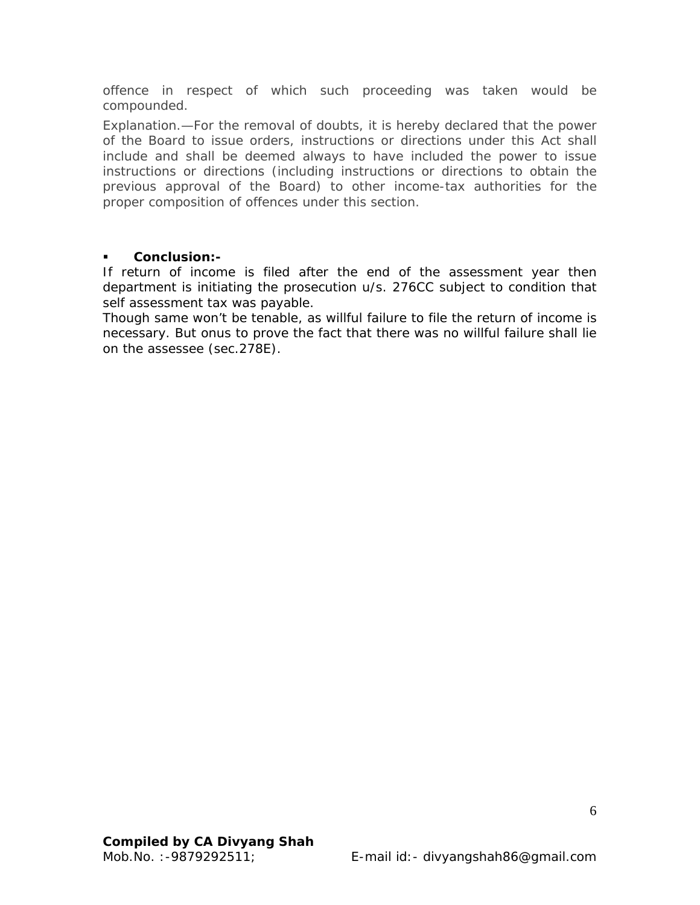offence in respect of which such proceeding was taken would be compounded.

Explanation.—For the removal of doubts, it is hereby declared that the power of the Board to issue orders, instructions or directions under this Act shall include and shall be deemed always to have included the power to issue instructions or directions (including instructions or directions to obtain the previous approval of the Board) to other income-tax authorities for the proper composition of offences under this section.

- **Conclusion:-**

If return of income is filed after the end of the assessment year then department is initiating the prosecution u/s. 276CC subject to condition that self assessment tax was payable.

Though same won't be tenable, as willful failure to file the return of income is necessary. But onus to prove the fact that there was no willful failure shall lie on the assessee (sec.278E).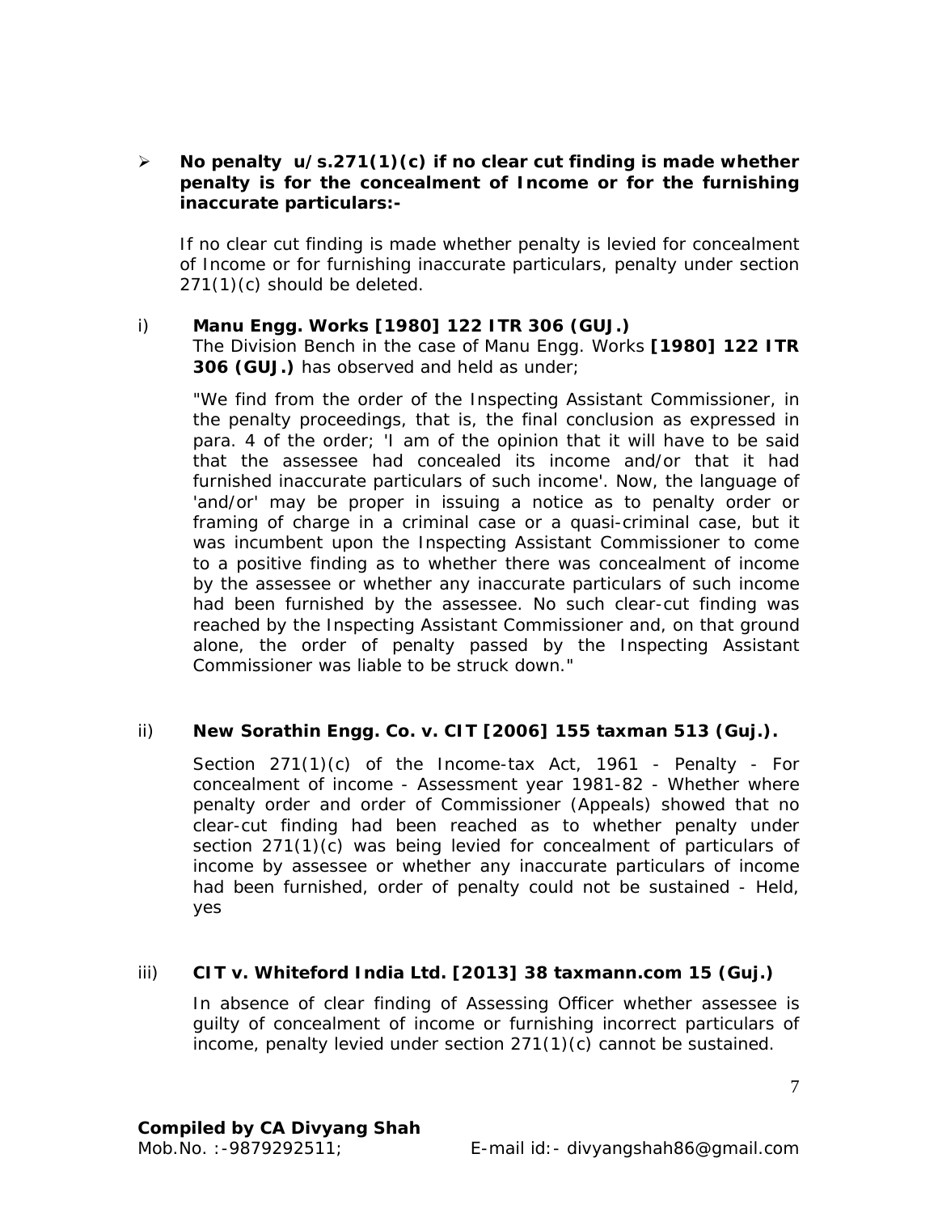- **No penalty u/s.271(1)(c) if no clear cut finding is made whether penalty is for the concealment of Income or for the furnishing inaccurate particulars:-**

  If no clear cut finding is made whether penalty is levied for concealment of Income or for furnishing inaccurate particulars, penalty under section 271(1)(c) should be deleted.

i) **Manu Engg. Works [1980] 122 ITR 306 (GUJ.)**

The Division Bench in the case of Manu Engg. Works **[1980] 122 ITR 306 (GUJ.)** has observed and held as under;

"We find from the order of the Inspecting Assistant Commissioner, in the penalty proceedings, that is, the final conclusion as expressed in para. 4 of the order; 'I am of the opinion that it will have to be said that the assessee had concealed its income and/or that it had furnished inaccurate particulars of such income'. Now, the language of 'and/or' may be proper in issuing a notice as to penalty order or framing of charge in a criminal case or a quasi-criminal case, but it was incumbent upon the Inspecting Assistant Commissioner to come to a positive finding as to whether there was concealment of income by the assessee or whether any inaccurate particulars of such income had been furnished by the assessee. No such clear-cut finding was reached by the Inspecting Assistant Commissioner and, on that ground alone, the order of penalty passed by the Inspecting Assistant Commissioner was liable to be struck down."

ii) **New Sorathin Engg. Co. v. CIT [2006] 155 taxman 513 (Guj.).**

Section 271(1)(c) of the Income-tax Act, 1961 - Penalty - For concealment of income - Assessment year 1981-82 - Whether where penalty order and order of Commissioner (Appeals) showed that no clear-cut finding had been reached as to whether penalty under section 271(1)(c) was being levied for concealment of particulars of income by assessee or whether any inaccurate particulars of income had been furnished, order of penalty could not be sustained - Held, yes

iii) **CIT v. Whiteford India Ltd. [2013] 38 taxmann.com 15 (Guj.)**

In absence of clear finding of Assessing Officer whether assessee is guilty of concealment of income or furnishing incorrect particulars of income, penalty levied under section 271(1)(c) cannot be sustained.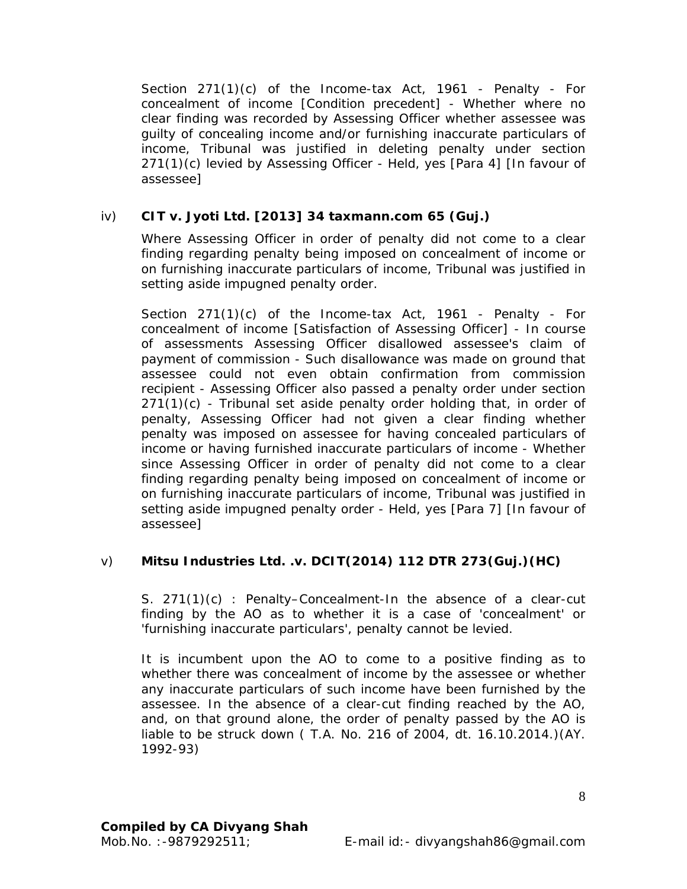Section 271(1)(c) of the Income-tax Act, 1961 - Penalty - For concealment of income [Condition precedent] - Whether where no clear finding was recorded by Assessing Officer whether assessee was guilty of concealing income and/or furnishing inaccurate particulars of income, Tribunal was justified in deleting penalty under section 271(1)(c) levied by Assessing Officer - Held, yes [Para 4] [In favour of assessee]

iv) **CIT v. Jyoti Ltd. [2013] 34 taxmann.com 65 (Guj.)**

Where Assessing Officer in order of penalty did not come to a clear finding regarding penalty being imposed on concealment of income or on furnishing inaccurate particulars of income, Tribunal was justified in setting aside impugned penalty order.

Section 271(1)(c) of the Income-tax Act, 1961 - Penalty - For concealment of income [Satisfaction of Assessing Officer] - In course of assessments Assessing Officer disallowed assessee's claim of payment of commission - Such disallowance was made on ground that assessee could not even obtain confirmation from commission recipient - Assessing Officer also passed a penalty order under section 271(1)(c) - Tribunal set aside penalty order holding that, in order of penalty, Assessing Officer had not given a clear finding whether penalty was imposed on assessee for having concealed particulars of income or having furnished inaccurate particulars of income - Whether since Assessing Officer in order of penalty did not come to a clear finding regarding penalty being imposed on concealment of income or on furnishing inaccurate particulars of income, Tribunal was justified in setting aside impugned penalty order - Held, yes [Para 7] [In favour of assessee]

v) **Mitsu Industries Ltd. .v. DCIT(2014) 112 DTR 273(Guj.)(HC)**

S. 271(1)(c) : Penalty–Concealment-In the absence of a clear-cut finding by the AO as to whether it is a case of 'concealment' or 'furnishing inaccurate particulars', penalty cannot be levied.

It is incumbent upon the AO to come to a positive finding as to whether there was concealment of income by the assessee or whether any inaccurate particulars of such income have been furnished by the assessee. In the absence of a clear-cut finding reached by the AO, and, on that ground alone, the order of penalty passed by the AO is liable to be struck down ( T.A. No. 216 of 2004, dt. 16.10.2014.)(AY. 1992-93)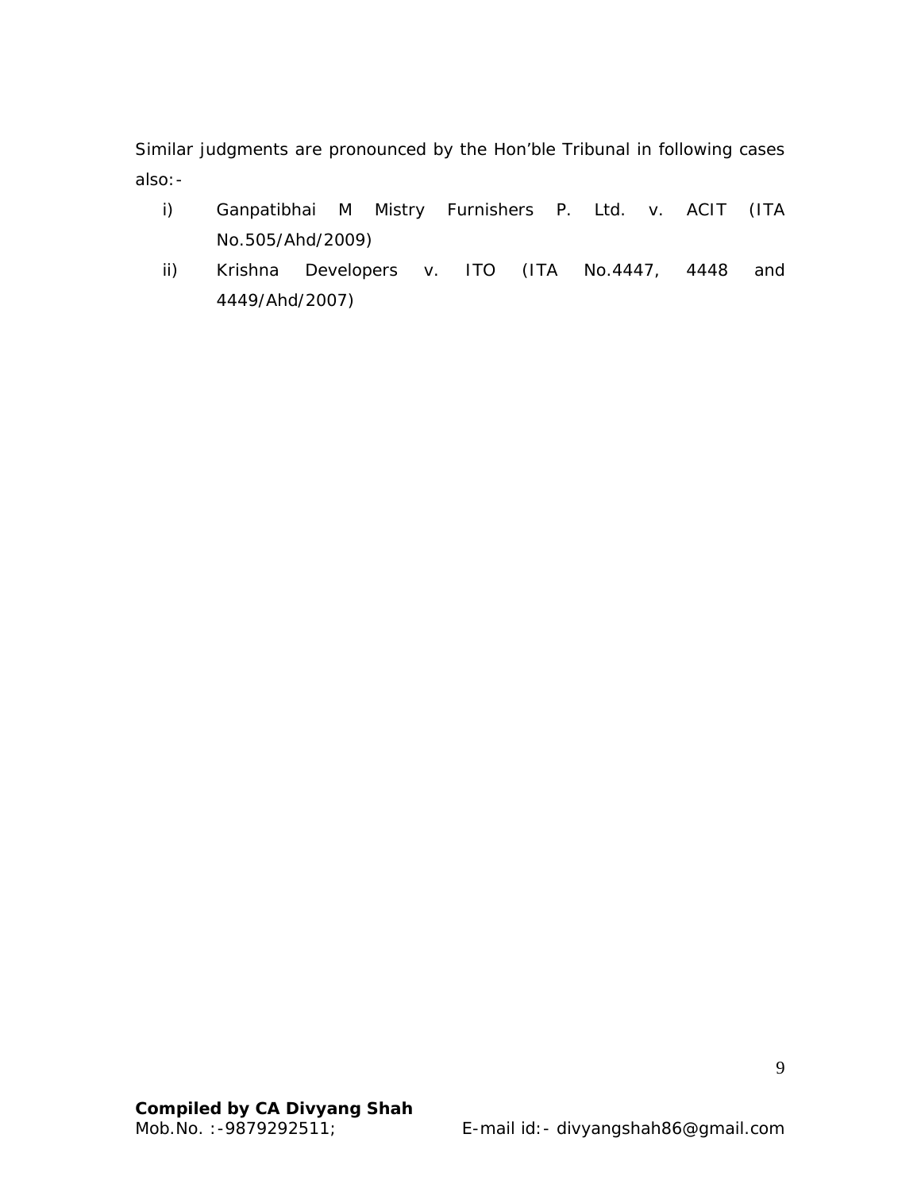Similar judgments are pronounced by the Hon'ble Tribunal in following cases also:-

i) Ganpatibhai M Mistry Furnishers P. Ltd. v. ACIT (ITA No.505/Ahd/2009)

ii) Krishna Developers v. ITO (ITA No.4447, 4448 and 4449/Ahd/2007)